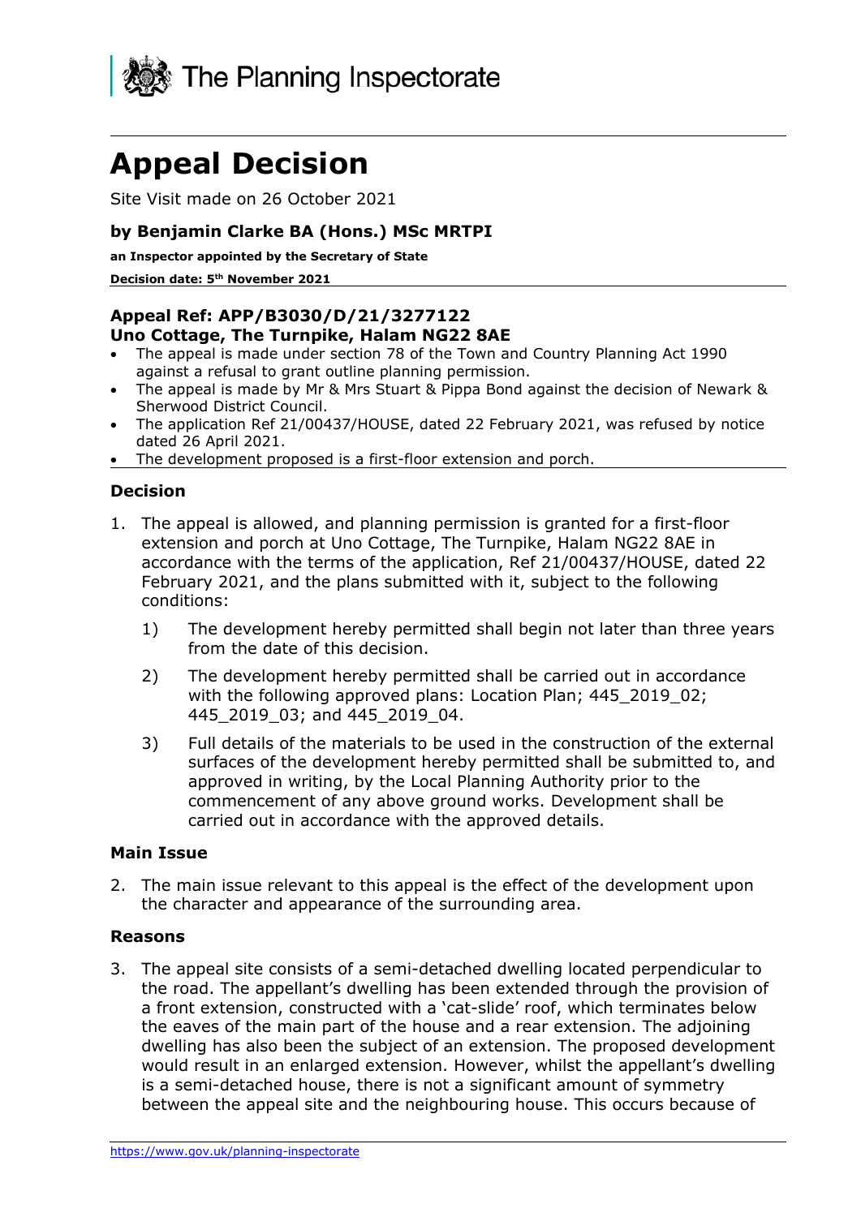The Planning Inspectorate

# Appeal Decision

Site Visit made on 26 October 2021

**by Benjamin Clarke BA (Hons.) MSc MRTPI**

**an Inspector appointed by the Secretary of State**

**Decision date: 5th November 2021**

**Appeal Ref: APP/B3030/D/21/3277122**
**Uno Cottage, The Turnpike, Halam NG22 8AE**

- The appeal is made under section 78 of the Town and Country Planning Act 1990 against a refusal to grant outline planning permission.
- The appeal is made by Mr & Mrs Stuart & Pippa Bond against the decision of Newark & Sherwood District Council.
- The application Ref 21/00437/HOUSE, dated 22 February 2021, was refused by notice dated 26 April 2021.
- The development proposed is a first-floor extension and porch.

### Decision

1. The appeal is allowed, and planning permission is granted for a first-floor extension and porch at Uno Cottage, The Turnpike, Halam NG22 8AE in accordance with the terms of the application, Ref 21/00437/HOUSE, dated 22 February 2021, and the plans submitted with it, subject to the following conditions:

    1) The development hereby permitted shall begin not later than three years from the date of this decision.

    2) The development hereby permitted shall be carried out in accordance with the following approved plans: Location Plan; 445_2019_02; 445_2019_03; and 445_2019_04.

    3) Full details of the materials to be used in the construction of the external surfaces of the development hereby permitted shall be submitted to, and approved in writing, by the Local Planning Authority prior to the commencement of any above ground works. Development shall be carried out in accordance with the approved details.

### Main Issue

2. The main issue relevant to this appeal is the effect of the development upon the character and appearance of the surrounding area.

### Reasons

3. The appeal site consists of a semi-detached dwelling located perpendicular to the road. The appellant's dwelling has been extended through the provision of a front extension, constructed with a 'cat-slide' roof, which terminates below the eaves of the main part of the house and a rear extension. The adjoining dwelling has also been the subject of an extension. The proposed development would result in an enlarged extension. However, whilst the appellant's dwelling is a semi-detached house, there is not a significant amount of symmetry between the appeal site and the neighbouring house. This occurs because of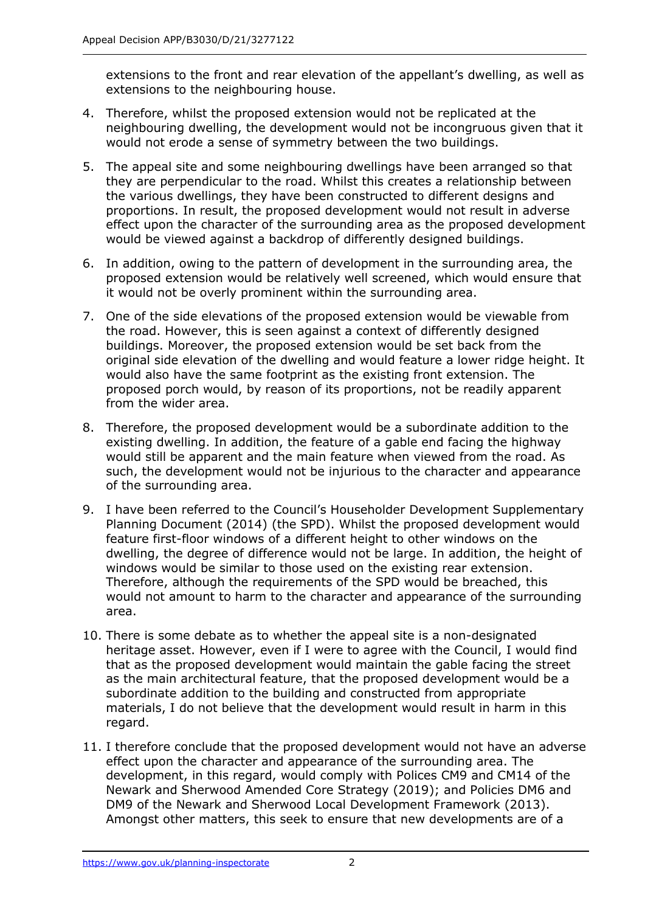extensions to the front and rear elevation of the appellant's dwelling, as well as extensions to the neighbouring house.

4. Therefore, whilst the proposed extension would not be replicated at the neighbouring dwelling, the development would not be incongruous given that it would not erode a sense of symmetry between the two buildings.

5. The appeal site and some neighbouring dwellings have been arranged so that they are perpendicular to the road. Whilst this creates a relationship between the various dwellings, they have been constructed to different designs and proportions. In result, the proposed development would not result in adverse effect upon the character of the surrounding area as the proposed development would be viewed against a backdrop of differently designed buildings.

6. In addition, owing to the pattern of development in the surrounding area, the proposed extension would be relatively well screened, which would ensure that it would not be overly prominent within the surrounding area.

7. One of the side elevations of the proposed extension would be viewable from the road. However, this is seen against a context of differently designed buildings. Moreover, the proposed extension would be set back from the original side elevation of the dwelling and would feature a lower ridge height. It would also have the same footprint as the existing front extension. The proposed porch would, by reason of its proportions, not be readily apparent from the wider area.

8. Therefore, the proposed development would be a subordinate addition to the existing dwelling. In addition, the feature of a gable end facing the highway would still be apparent and the main feature when viewed from the road. As such, the development would not be injurious to the character and appearance of the surrounding area.

9. I have been referred to the Council's Householder Development Supplementary Planning Document (2014) (the SPD). Whilst the proposed development would feature first-floor windows of a different height to other windows on the dwelling, the degree of difference would not be large. In addition, the height of windows would be similar to those used on the existing rear extension. Therefore, although the requirements of the SPD would be breached, this would not amount to harm to the character and appearance of the surrounding area.

10. There is some debate as to whether the appeal site is a non-designated heritage asset. However, even if I were to agree with the Council, I would find that as the proposed development would maintain the gable facing the street as the main architectural feature, that the proposed development would be a subordinate addition to the building and constructed from appropriate materials, I do not believe that the development would result in harm in this regard.

11. I therefore conclude that the proposed development would not have an adverse effect upon the character and appearance of the surrounding area. The development, in this regard, would comply with Polices CM9 and CM14 of the Newark and Sherwood Amended Core Strategy (2019); and Policies DM6 and DM9 of the Newark and Sherwood Local Development Framework (2013). Amongst other matters, this seek to ensure that new developments are of a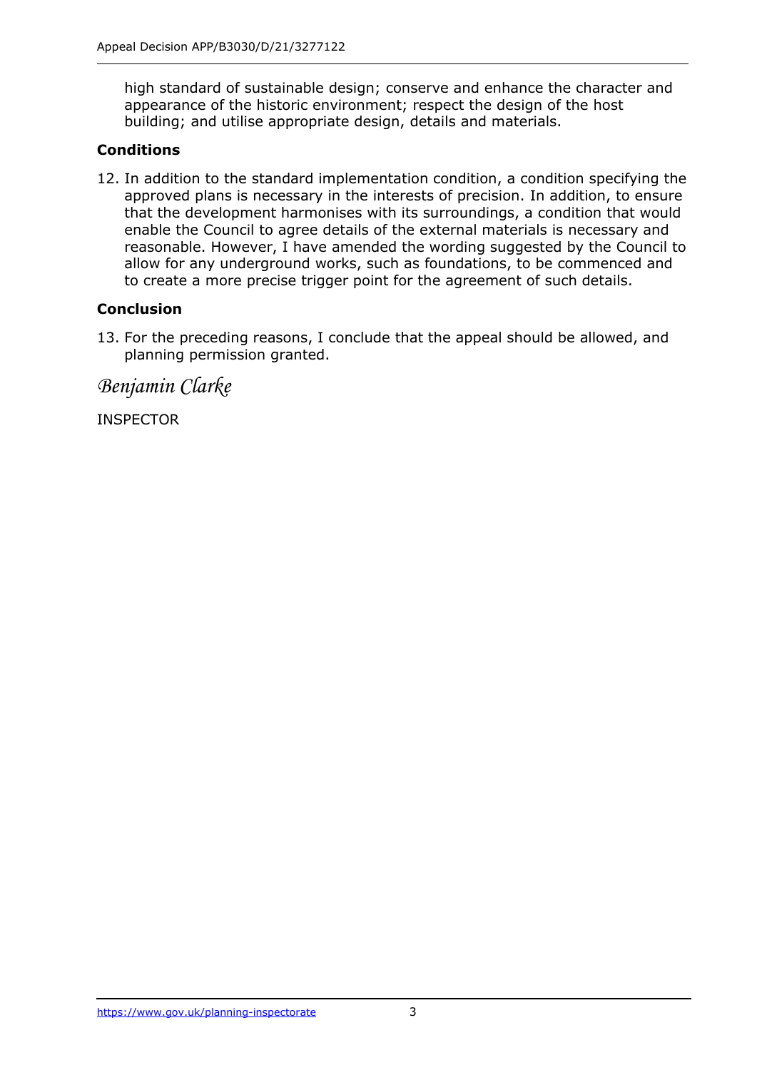high standard of sustainable design; conserve and enhance the character and appearance of the historic environment; respect the design of the host building; and utilise appropriate design, details and materials.

**Conditions**

12. In addition to the standard implementation condition, a condition specifying the approved plans is necessary in the interests of precision. In addition, to ensure that the development harmonises with its surroundings, a condition that would enable the Council to agree details of the external materials is necessary and reasonable. However, I have amended the wording suggested by the Council to allow for any underground works, such as foundations, to be commenced and to create a more precise trigger point for the agreement of such details.

**Conclusion**

13. For the preceding reasons, I conclude that the appeal should be allowed, and planning permission granted.

*Benjamin Clarke*

INSPECTOR